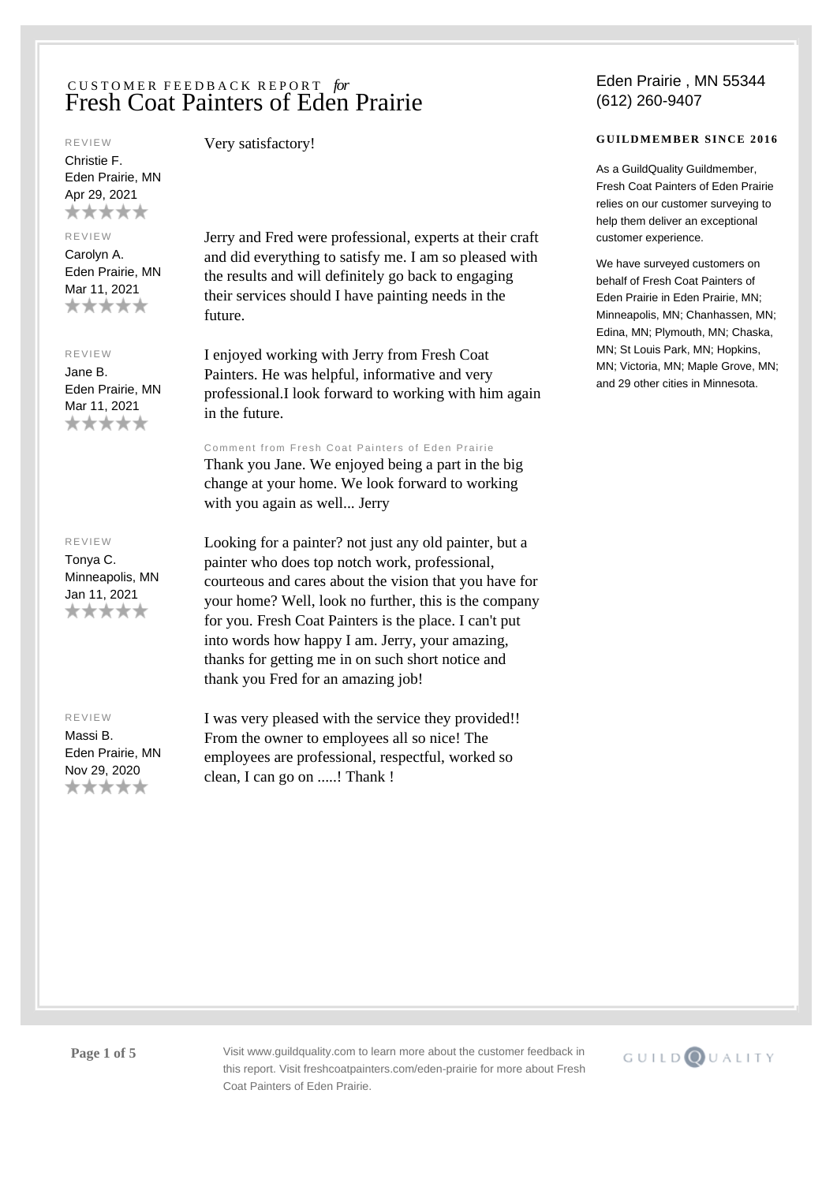CUSTOMER FEEDBACK REPORT *for*

# Fresh Coat Painters of Eden Prairie

Eden Prairie , MN 55344
(612) 260-9407

**GUILDMEMBER SINCE 2016**

As a GuildQuality Guildmember, Fresh Coat Painters of Eden Prairie relies on our customer surveying to help them deliver an exceptional customer experience.

We have surveyed customers on behalf of Fresh Coat Painters of Eden Prairie in Eden Prairie, MN; Minneapolis, MN; Chanhassen, MN; Edina, MN; Plymouth, MN; Chaska, MN; St Louis Park, MN; Hopkins, MN; Victoria, MN; Maple Grove, MN; and 29 other cities in Minnesota.

REVIEW
Christie F.
Eden Prairie, MN
Apr 29, 2021
★★★★★

Very satisfactory!

REVIEW
Carolyn A.
Eden Prairie, MN
Mar 11, 2021
★★★★★

Jerry and Fred were professional, experts at their craft and did everything to satisfy me. I am so pleased with the results and will definitely go back to engaging their services should I have painting needs in the future.

REVIEW
Jane B.
Eden Prairie, MN
Mar 11, 2021
★★★★★

I enjoyed working with Jerry from Fresh Coat Painters. He was helpful, informative and very professional.I look forward to working with him again in the future.

Comment from Fresh Coat Painters of Eden Prairie
Thank you Jane. We enjoyed being a part in the big change at your home. We look forward to working with you again as well... Jerry

REVIEW
Tonya C.
Minneapolis, MN
Jan 11, 2021
★★★★★

Looking for a painter? not just any old painter, but a painter who does top notch work, professional, courteous and cares about the vision that you have for your home? Well, look no further, this is the company for you. Fresh Coat Painters is the place. I can't put into words how happy I am. Jerry, your amazing, thanks for getting me in on such short notice and thank you Fred for an amazing job!

REVIEW
Massi B.
Eden Prairie, MN
Nov 29, 2020
★★★★★

I was very pleased with the service they provided!! From the owner to employees all so nice! The employees are professional, respectful, worked so clean, I can go on .....! Thank !

Visit www.guildquality.com to learn more about the customer feedback in this report. Visit freshcoatpainters.com/eden-prairie for more about Fresh Coat Painters of Eden Prairie.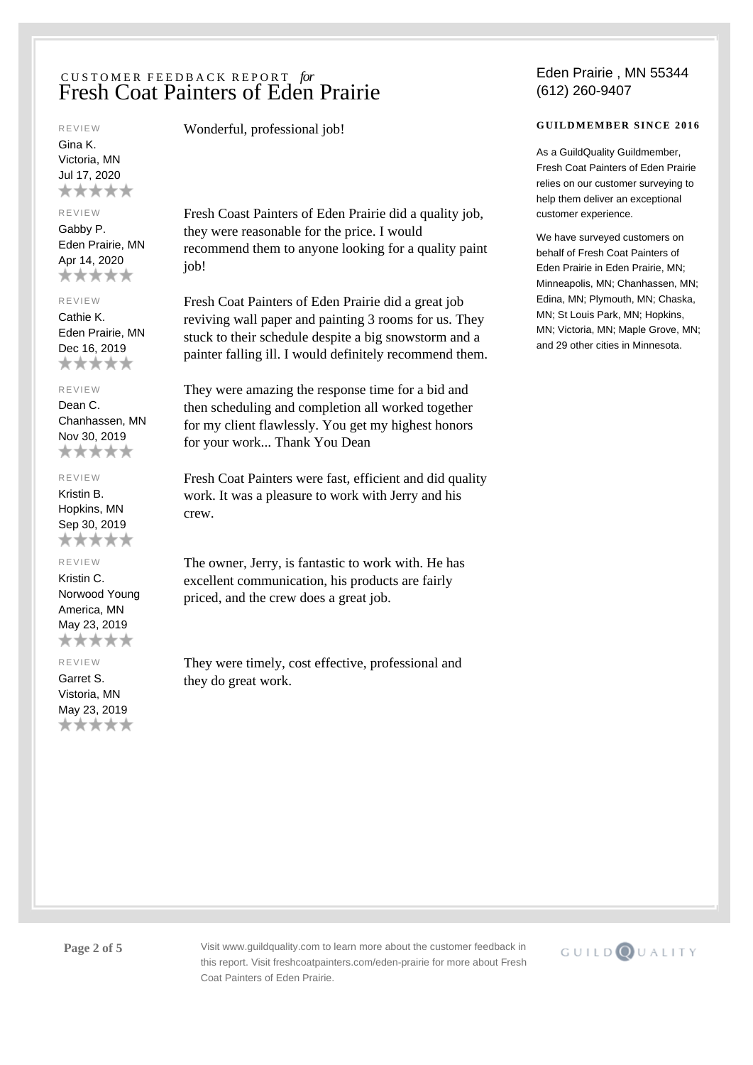CUSTOMER FEEDBACK REPORT *for*

# Fresh Coat Painters of Eden Prairie

Eden Prairie , MN 55344
(612) 260-9407

**GUILDMEMBER SINCE 2016**

As a GuildQuality Guildmember, Fresh Coat Painters of Eden Prairie relies on our customer surveying to help them deliver an exceptional customer experience.

We have surveyed customers on behalf of Fresh Coat Painters of Eden Prairie in Eden Prairie, MN; Minneapolis, MN; Chanhassen, MN; Edina, MN; Plymouth, MN; Chaska, MN; St Louis Park, MN; Hopkins, MN; Victoria, MN; Maple Grove, MN; and 29 other cities in Minnesota.

REVIEW
Gina K.
Victoria, MN
Jul 17, 2020
★★★★★

Wonderful, professional job!

REVIEW
Gabby P.
Eden Prairie, MN
Apr 14, 2020
★★★★★

Fresh Coast Painters of Eden Prairie did a quality job, they were reasonable for the price. I would recommend them to anyone looking for a quality paint job!

REVIEW
Cathie K.
Eden Prairie, MN
Dec 16, 2019
★★★★★

Fresh Coat Painters of Eden Prairie did a great job reviving wall paper and painting 3 rooms for us. They stuck to their schedule despite a big snowstorm and a painter falling ill. I would definitely recommend them.

REVIEW
Dean C.
Chanhassen, MN
Nov 30, 2019
★★★★★

They were amazing the response time for a bid and then scheduling and completion all worked together for my client flawlessly. You get my highest honors for your work... Thank You Dean

REVIEW
Kristin B.
Hopkins, MN
Sep 30, 2019
★★★★★

Fresh Coat Painters were fast, efficient and did quality work. It was a pleasure to work with Jerry and his crew.

REVIEW
Kristin C.
Norwood Young America, MN
May 23, 2019
★★★★★

The owner, Jerry, is fantastic to work with. He has excellent communication, his products are fairly priced, and the crew does a great job.

REVIEW
Garret S.
Vistoria, MN
May 23, 2019
★★★★★

They were timely, cost effective, professional and they do great work.

Visit www.guildquality.com to learn more about the customer feedback in this report. Visit freshcoatpainters.com/eden-prairie for more about Fresh Coat Painters of Eden Prairie.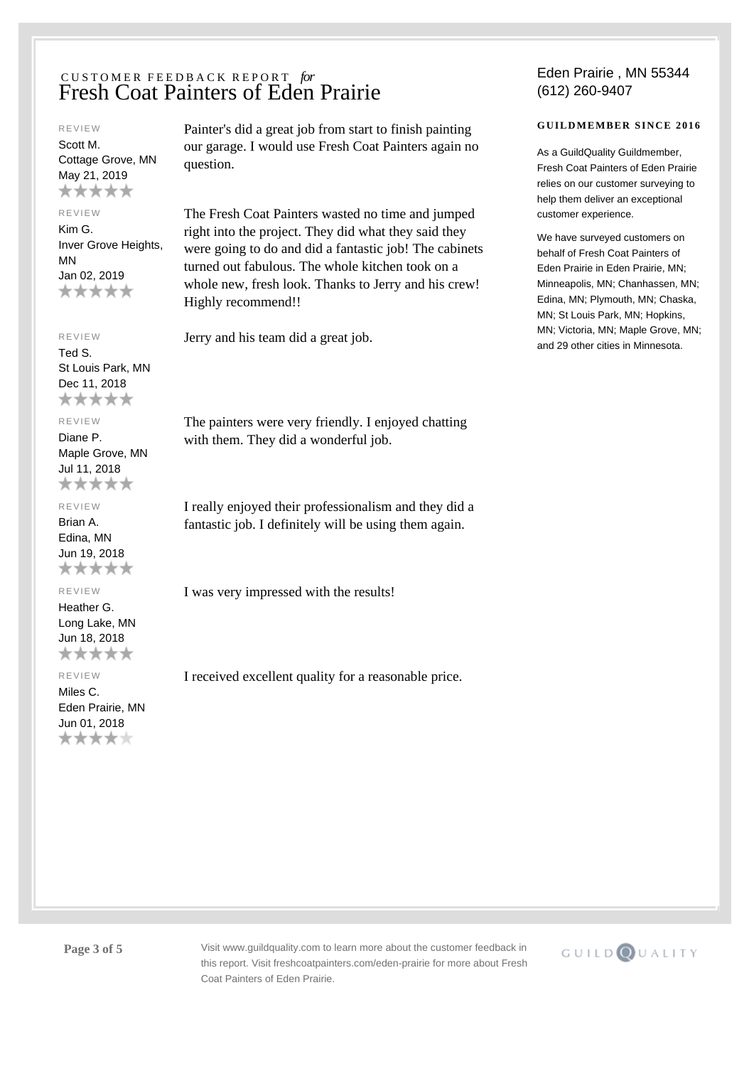CUSTOMER FEEDBACK REPORT *for*

# Fresh Coat Painters of Eden Prairie

Eden Prairie , MN 55344
(612) 260-9407

**GUILDMEMBER SINCE 2016**

As a GuildQuality Guildmember, Fresh Coat Painters of Eden Prairie relies on our customer surveying to help them deliver an exceptional customer experience.

We have surveyed customers on behalf of Fresh Coat Painters of Eden Prairie in Eden Prairie, MN; Minneapolis, MN; Chanhassen, MN; Edina, MN; Plymouth, MN; Chaska, MN; St Louis Park, MN; Hopkins, MN; Victoria, MN; Maple Grove, MN; and 29 other cities in Minnesota.

REVIEW
Scott M.
Cottage Grove, MN
May 21, 2019
★★★★★

Painter's did a great job from start to finish painting our garage. I would use Fresh Coat Painters again no question.

REVIEW
Kim G.
Inver Grove Heights, MN
Jan 02, 2019
★★★★★

The Fresh Coat Painters wasted no time and jumped right into the project. They did what they said they were going to do and did a fantastic job! The cabinets turned out fabulous. The whole kitchen took on a whole new, fresh look. Thanks to Jerry and his crew! Highly recommend!!

REVIEW
Ted S.
St Louis Park, MN
Dec 11, 2018
★★★★★

Jerry and his team did a great job.

REVIEW
Diane P.
Maple Grove, MN
Jul 11, 2018
★★★★★

The painters were very friendly. I enjoyed chatting with them. They did a wonderful job.

REVIEW
Brian A.
Edina, MN
Jun 19, 2018
★★★★★

I really enjoyed their professionalism and they did a fantastic job. I definitely will be using them again.

REVIEW
Heather G.
Long Lake, MN
Jun 18, 2018
★★★★★

I was very impressed with the results!

REVIEW
Miles C.
Eden Prairie, MN
Jun 01, 2018
★★★★☆

I received excellent quality for a reasonable price.

Visit www.guildquality.com to learn more about the customer feedback in this report. Visit freshcoatpainters.com/eden-prairie for more about Fresh Coat Painters of Eden Prairie.

GUILDQUALITY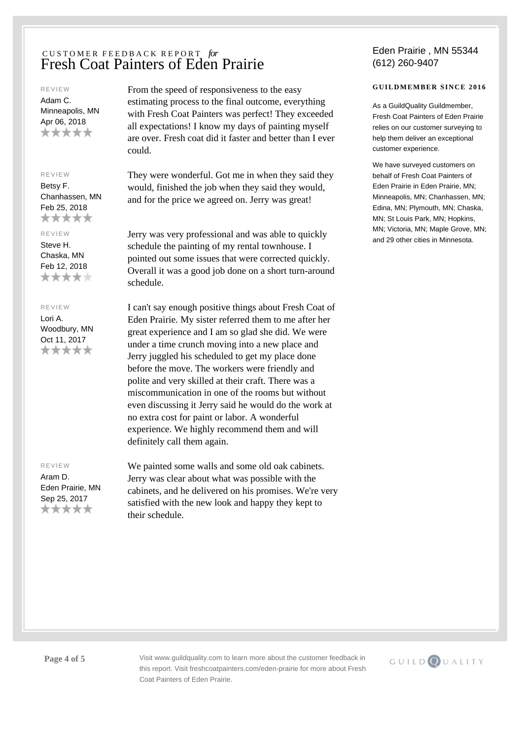CUSTOMER FEEDBACK REPORT *for*

# Fresh Coat Painters of Eden Prairie

Eden Prairie , MN 55344
(612) 260-9407

**GUILDMEMBER SINCE 2016**

As a GuildQuality Guildmember, Fresh Coat Painters of Eden Prairie relies on our customer surveying to help them deliver an exceptional customer experience.

We have surveyed customers on behalf of Fresh Coat Painters of Eden Prairie in Eden Prairie, MN; Minneapolis, MN; Chanhassen, MN; Edina, MN; Plymouth, MN; Chaska, MN; St Louis Park, MN; Hopkins, MN; Victoria, MN; Maple Grove, MN; and 29 other cities in Minnesota.

REVIEW
Adam C.
Minneapolis, MN
Apr 06, 2018
★★★★★

From the speed of responsiveness to the easy estimating process to the final outcome, everything with Fresh Coat Painters was perfect! They exceeded all expectations! I know my days of painting myself are over. Fresh coat did it faster and better than I ever could.

REVIEW
Betsy F.
Chanhassen, MN
Feb 25, 2018
★★★★★

They were wonderful. Got me in when they said they would, finished the job when they said they would, and for the price we agreed on. Jerry was great!

REVIEW
Steve H.
Chaska, MN
Feb 12, 2018
★★★★☆

Jerry was very professional and was able to quickly schedule the painting of my rental townhouse. I pointed out some issues that were corrected quickly. Overall it was a good job done on a short turn-around schedule.

REVIEW
Lori A.
Woodbury, MN
Oct 11, 2017
★★★★★

I can't say enough positive things about Fresh Coat of Eden Prairie. My sister referred them to me after her great experience and I am so glad she did. We were under a time crunch moving into a new place and Jerry juggled his scheduled to get my place done before the move. The workers were friendly and polite and very skilled at their craft. There was a miscommunication in one of the rooms but without even discussing it Jerry said he would do the work at no extra cost for paint or labor. A wonderful experience. We highly recommend them and will definitely call them again.

REVIEW
Aram D.
Eden Prairie, MN
Sep 25, 2017
★★★★★

We painted some walls and some old oak cabinets. Jerry was clear about what was possible with the cabinets, and he delivered on his promises. We're very satisfied with the new look and happy they kept to their schedule.

Visit www.guildquality.com to learn more about the customer feedback in this report. Visit freshcoatpainters.com/eden-prairie for more about Fresh Coat Painters of Eden Prairie.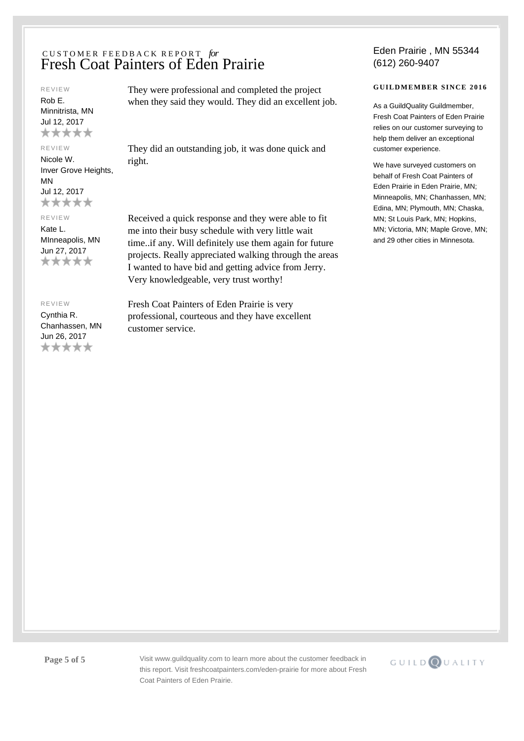CUSTOMER FEEDBACK REPORT *for*

# Fresh Coat Painters of Eden Prairie

Eden Prairie , MN 55344
(612) 260-9407

REVIEW

Rob E.
Minnitrista, MN
Jul 12, 2017
★★★★★

They were professional and completed the project when they said they would. They did an excellent job.

REVIEW

Nicole W.
Inver Grove Heights, MN
Jul 12, 2017
★★★★★

They did an outstanding job, it was done quick and right.

REVIEW

Kate L.
MInneapolis, MN
Jun 27, 2017
★★★★★

Received a quick response and they were able to fit me into their busy schedule with very little wait time..if any. Will definitely use them again for future projects. Really appreciated walking through the areas I wanted to have bid and getting advice from Jerry. Very knowledgeable, very trust worthy!

REVIEW

Cynthia R.
Chanhassen, MN
Jun 26, 2017
★★★★★

Fresh Coat Painters of Eden Prairie is very professional, courteous and they have excellent customer service.

**GUILDMEMBER SINCE 2016**

As a GuildQuality Guildmember, Fresh Coat Painters of Eden Prairie relies on our customer surveying to help them deliver an exceptional customer experience.

We have surveyed customers on behalf of Fresh Coat Painters of Eden Prairie in Eden Prairie, MN; Minneapolis, MN; Chanhassen, MN; Edina, MN; Plymouth, MN; Chaska, MN; St Louis Park, MN; Hopkins, MN; Victoria, MN; Maple Grove, MN; and 29 other cities in Minnesota.

Visit www.guildquality.com to learn more about the customer feedback in this report. Visit freshcoatpainters.com/eden-prairie for more about Fresh Coat Painters of Eden Prairie.